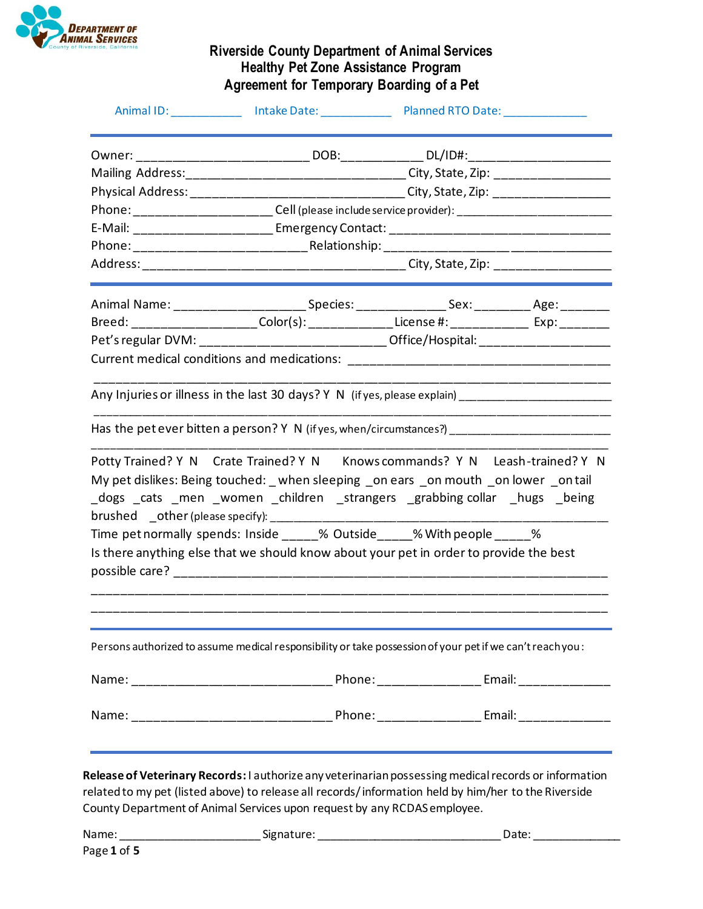Department of Animal Services
County of Riverside, California

# Riverside County Department of Animal Services
## Healthy Pet Zone Assistance Program
## Agreement for Temporary Boarding of a Pet

Animal ID: ___________ Intake Date: ___________ Planned RTO Date: _____________

---

Owner: _________________________ DOB:____________ DL/ID#:_____________________
Mailing Address:________________________________ City, State, Zip: _________________
Physical Address: _______________________________ City, State, Zip: _________________
Phone: ____________________ Cell (please include service provider): _______________________
E-Mail: ____________________ Emergency Contact: ________________________________
Phone: _________________________ Relationship: _________________________________
Address: ______________________________________ City, State, Zip: _________________

---

Animal Name: ___________________ Species: _____________ Sex: ________ Age: _______
Breed: __________________ Color(s): ____________ License #: ___________ Exp: _______
Pet's regular DVM: ____________________________ Office/Hospital: ___________________
Current medical conditions and medications: _____________________________________
_____________________________________________________________________________
Any Injuries or illness in the last 30 days? Y N (if yes, please explain) _______________________
_____________________________________________________________________________
Has the pet ever bitten a person? Y N (if yes, when/circumstances?) ________________________
_____________________________________________________________________________
Potty Trained? Y N Crate Trained? Y N Knows commands? Y N Leash-trained? Y N
My pet dislikes: Being touched: _when sleeping _on ears _on mouth _on lower _on tail _dogs _cats _men _women _children _strangers _grabbing collar _hugs _being brushed _other (please specify): ______________________________________________
Time pet normally spends: Inside _____% Outside_____% With people _____%
Is there anything else that we should know about your pet in order to provide the best possible care? _____________________________________________________________
_____________________________________________________________________________
_____________________________________________________________________________

---

Persons authorized to assume medical responsibility or take possession of your pet if we can't reach you:

Name: ____________________________ Phone: _______________ Email: _____________

Name: ____________________________ Phone: _______________ Email: _____________

---

**Release of Veterinary Records:** I authorize any veterinarian possessing medical records or information related to my pet (listed above) to release all records/information held by him/her to the Riverside County Department of Animal Services upon request by any RCDAS employee.

Name: ______________________ Signature: ____________________________ Date: ______________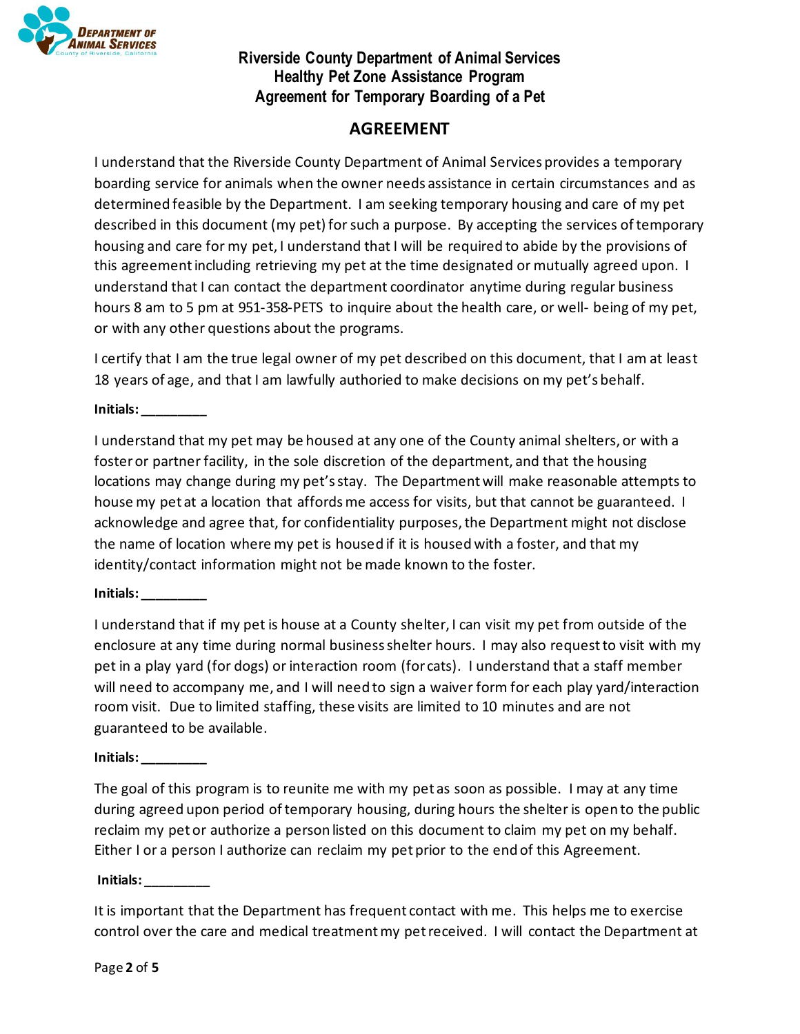**Riverside County Department of Animal Services**
**Healthy Pet Zone Assistance Program**
**Agreement for Temporary Boarding of a Pet**

## AGREEMENT

I understand that the Riverside County Department of Animal Services provides a temporary boarding service for animals when the owner needs assistance in certain circumstances and as determined feasible by the Department. I am seeking temporary housing and care of my pet described in this document (my pet) for such a purpose. By accepting the services of temporary housing and care for my pet, I understand that I will be required to abide by the provisions of this agreement including retrieving my pet at the time designated or mutually agreed upon. I understand that I can contact the department coordinator anytime during regular business hours 8 am to 5 pm at 951-358-PETS to inquire about the health care, or well- being of my pet, or with any other questions about the programs.

I certify that I am the true legal owner of my pet described on this document, that I am at least 18 years of age, and that I am lawfully authoried to make decisions on my pet's behalf.

**Initials: _________**

I understand that my pet may be housed at any one of the County animal shelters, or with a foster or partner facility, in the sole discretion of the department, and that the housing locations may change during my pet's stay. The Department will make reasonable attempts to house my pet at a location that affords me access for visits, but that cannot be guaranteed. I acknowledge and agree that, for confidentiality purposes, the Department might not disclose the name of location where my pet is housed if it is housed with a foster, and that my identity/contact information might not be made known to the foster.

**Initials: _________**

I understand that if my pet is house at a County shelter, I can visit my pet from outside of the enclosure at any time during normal business shelter hours. I may also request to visit with my pet in a play yard (for dogs) or interaction room (for cats). I understand that a staff member will need to accompany me, and I will need to sign a waiver form for each play yard/interaction room visit. Due to limited staffing, these visits are limited to 10 minutes and are not guaranteed to be available.

**Initials: _________**

The goal of this program is to reunite me with my pet as soon as possible. I may at any time during agreed upon period of temporary housing, during hours the shelter is open to the public reclaim my pet or authorize a person listed on this document to claim my pet on my behalf. Either I or a person I authorize can reclaim my pet prior to the end of this Agreement.

**Initials: _________**

It is important that the Department has frequent contact with me. This helps me to exercise control over the care and medical treatment my pet received. I will contact the Department at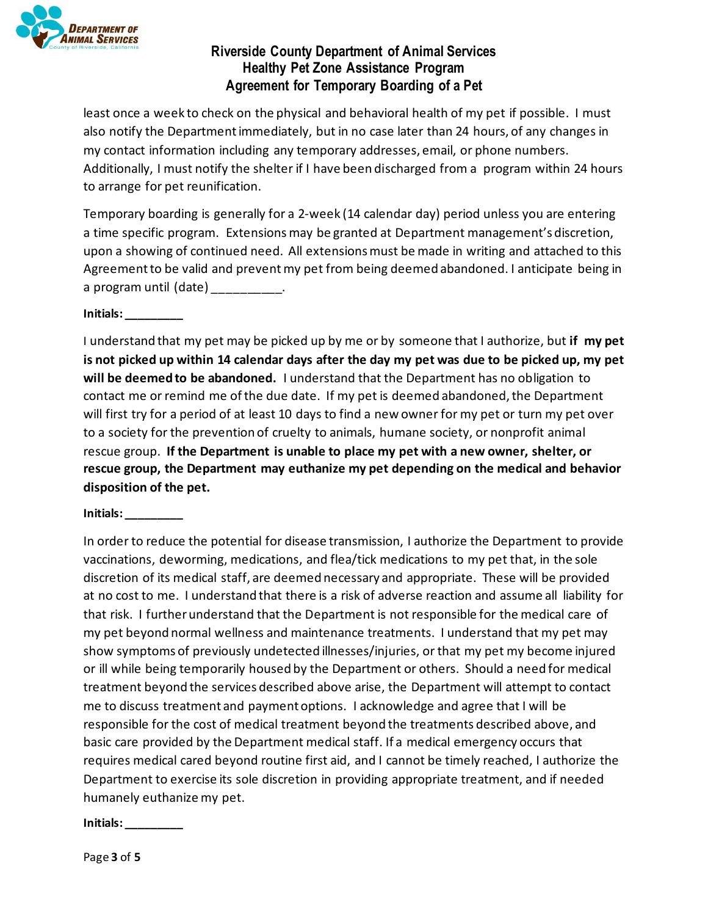least once a week to check on the physical and behavioral health of my pet if possible. I must also notify the Department immediately, but in no case later than 24 hours, of any changes in my contact information including any temporary addresses, email, or phone numbers. Additionally, I must notify the shelter if I have been discharged from a program within 24 hours to arrange for pet reunification.

Temporary boarding is generally for a 2-week (14 calendar day) period unless you are entering a time specific program. Extensions may be granted at Department management's discretion, upon a showing of continued need. All extensions must be made in writing and attached to this Agreement to be valid and prevent my pet from being deemed abandoned. I anticipate being in a program until (date) __________.

**Initials: _________**

I understand that my pet may be picked up by me or by someone that I authorize, but **if my pet is not picked up within 14 calendar days after the day my pet was due to be picked up, my pet will be deemed to be abandoned.** I understand that the Department has no obligation to contact me or remind me of the due date. If my pet is deemed abandoned, the Department will first try for a period of at least 10 days to find a new owner for my pet or turn my pet over to a society for the prevention of cruelty to animals, humane society, or nonprofit animal rescue group. **If the Department is unable to place my pet with a new owner, shelter, or rescue group, the Department may euthanize my pet depending on the medical and behavior disposition of the pet.**

**Initials: _________**

In order to reduce the potential for disease transmission, I authorize the Department to provide vaccinations, deworming, medications, and flea/tick medications to my pet that, in the sole discretion of its medical staff, are deemed necessary and appropriate. These will be provided at no cost to me. I understand that there is a risk of adverse reaction and assume all liability for that risk. I further understand that the Department is not responsible for the medical care of my pet beyond normal wellness and maintenance treatments. I understand that my pet may show symptoms of previously undetected illnesses/injuries, or that my pet my become injured or ill while being temporarily housed by the Department or others. Should a need for medical treatment beyond the services described above arise, the Department will attempt to contact me to discuss treatment and payment options. I acknowledge and agree that I will be responsible for the cost of medical treatment beyond the treatments described above, and basic care provided by the Department medical staff. If a medical emergency occurs that requires medical cared beyond routine first aid, and I cannot be timely reached, I authorize the Department to exercise its sole discretion in providing appropriate treatment, and if needed humanely euthanize my pet.

**Initials: _________**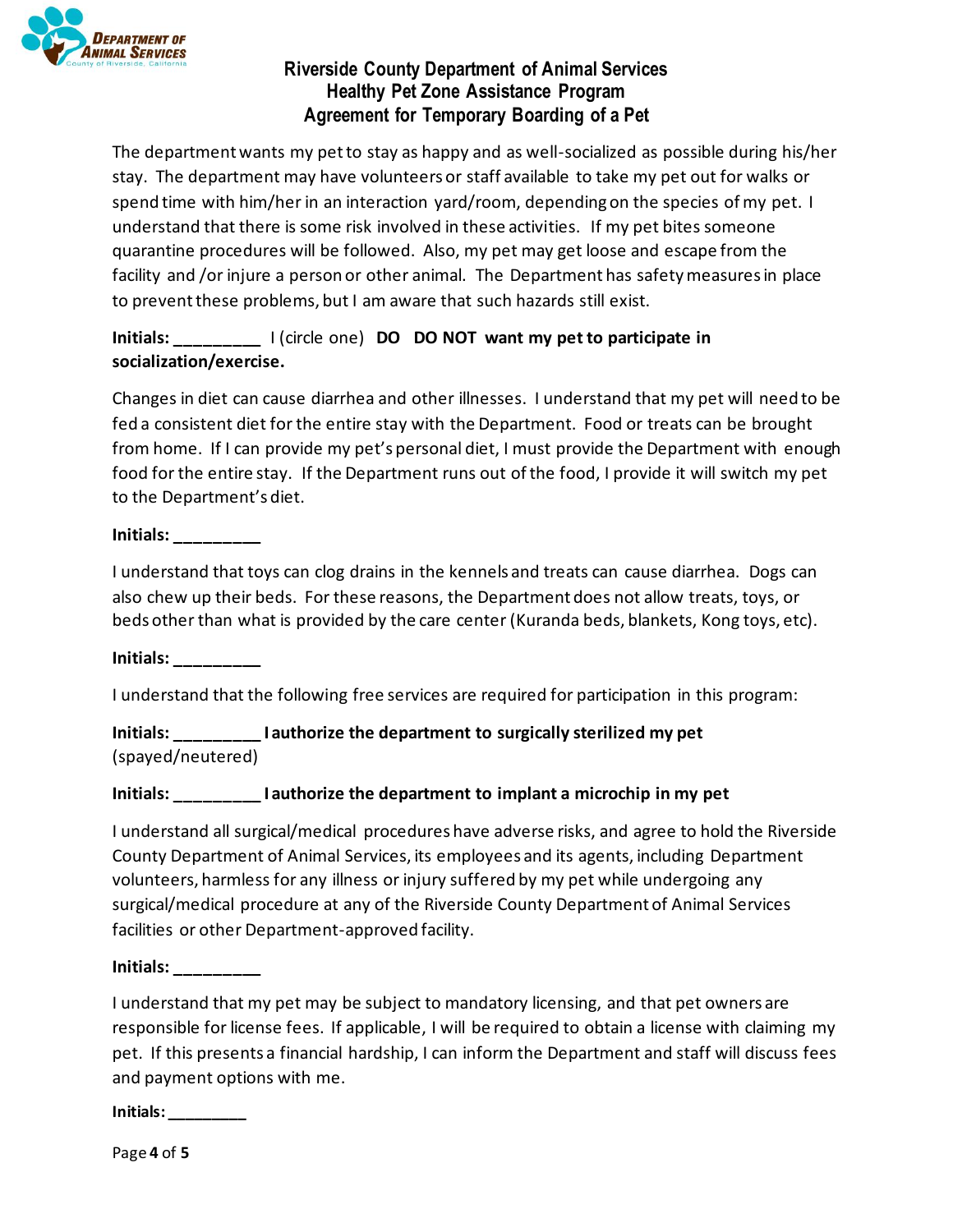**Riverside County Department of Animal Services**
**Healthy Pet Zone Assistance Program**
**Agreement for Temporary Boarding of a Pet**

The department wants my pet to stay as happy and as well-socialized as possible during his/her stay. The department may have volunteers or staff available to take my pet out for walks or spend time with him/her in an interaction yard/room, depending on the species of my pet. I understand that there is some risk involved in these activities. If my pet bites someone quarantine procedures will be followed. Also, my pet may get loose and escape from the facility and /or injure a person or other animal. The Department has safety measures in place to prevent these problems, but I am aware that such hazards still exist.

**Initials: _________** I (circle one) **DO DO NOT want my pet to participate in socialization/exercise.**

Changes in diet can cause diarrhea and other illnesses. I understand that my pet will need to be fed a consistent diet for the entire stay with the Department. Food or treats can be brought from home. If I can provide my pet's personal diet, I must provide the Department with enough food for the entire stay. If the Department runs out of the food, I provide it will switch my pet to the Department's diet.

**Initials: _________**

I understand that toys can clog drains in the kennels and treats can cause diarrhea. Dogs can also chew up their beds. For these reasons, the Department does not allow treats, toys, or beds other than what is provided by the care center (Kuranda beds, blankets, Kong toys, etc).

**Initials: _________**

I understand that the following free services are required for participation in this program:

**Initials: _________ I authorize the department to surgically sterilized my pet** (spayed/neutered)

**Initials: _________ I authorize the department to implant a microchip in my pet**

I understand all surgical/medical procedures have adverse risks, and agree to hold the Riverside County Department of Animal Services, its employees and its agents, including Department volunteers, harmless for any illness or injury suffered by my pet while undergoing any surgical/medical procedure at any of the Riverside County Department of Animal Services facilities or other Department-approved facility.

**Initials: _________**

I understand that my pet may be subject to mandatory licensing, and that pet owners are responsible for license fees. If applicable, I will be required to obtain a license with claiming my pet. If this presents a financial hardship, I can inform the Department and staff will discuss fees and payment options with me.

**Initials: _________**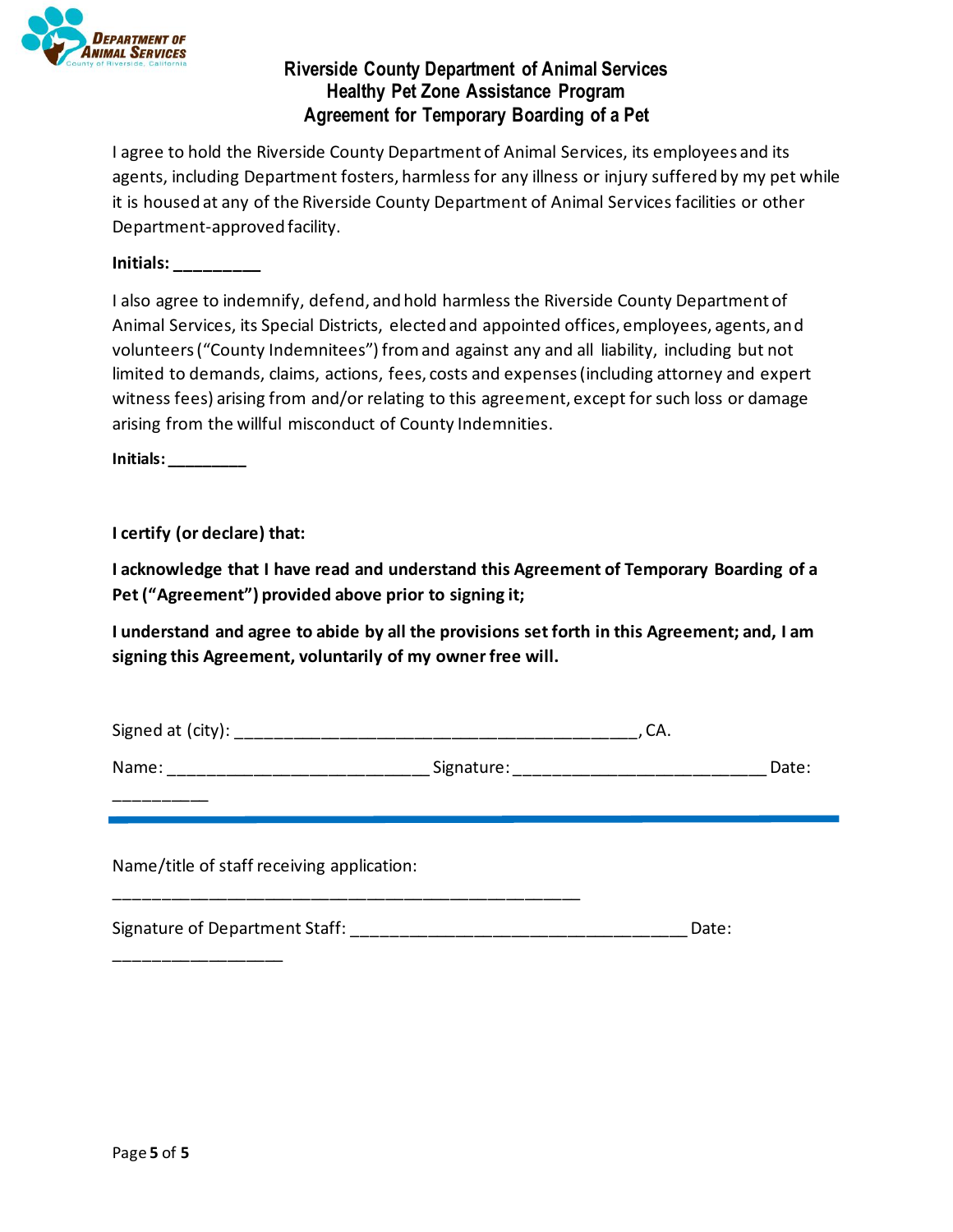# Riverside County Department of Animal Services
## Healthy Pet Zone Assistance Program
## Agreement for Temporary Boarding of a Pet

I agree to hold the Riverside County Department of Animal Services, its employees and its agents, including Department fosters, harmless for any illness or injury suffered by my pet while it is housed at any of the Riverside County Department of Animal Services facilities or other Department-approved facility.

**Initials: _________**

I also agree to indemnify, defend, and hold harmless the Riverside County Department of Animal Services, its Special Districts, elected and appointed offices, employees, agents, and volunteers ("County Indemnitees") from and against any and all liability, including but not limited to demands, claims, actions, fees, costs and expenses (including attorney and expert witness fees) arising from and/or relating to this agreement, except for such loss or damage arising from the willful misconduct of County Indemnities.

**Initials: _________**

**I certify (or declare) that:**

**I acknowledge that I have read and understand this Agreement of Temporary Boarding of a Pet ("Agreement") provided above prior to signing it;**

**I understand and agree to abide by all the provisions set forth in this Agreement; and, I am signing this Agreement, voluntarily of my owner free will.**

Signed at (city): ____________________________________________, CA.

Name: ____________________________ Signature: ___________________________ Date: __________

---

Name/title of staff receiving application:

___________________________________________________

Signature of Department Staff: ____________________________________ Date: __________________